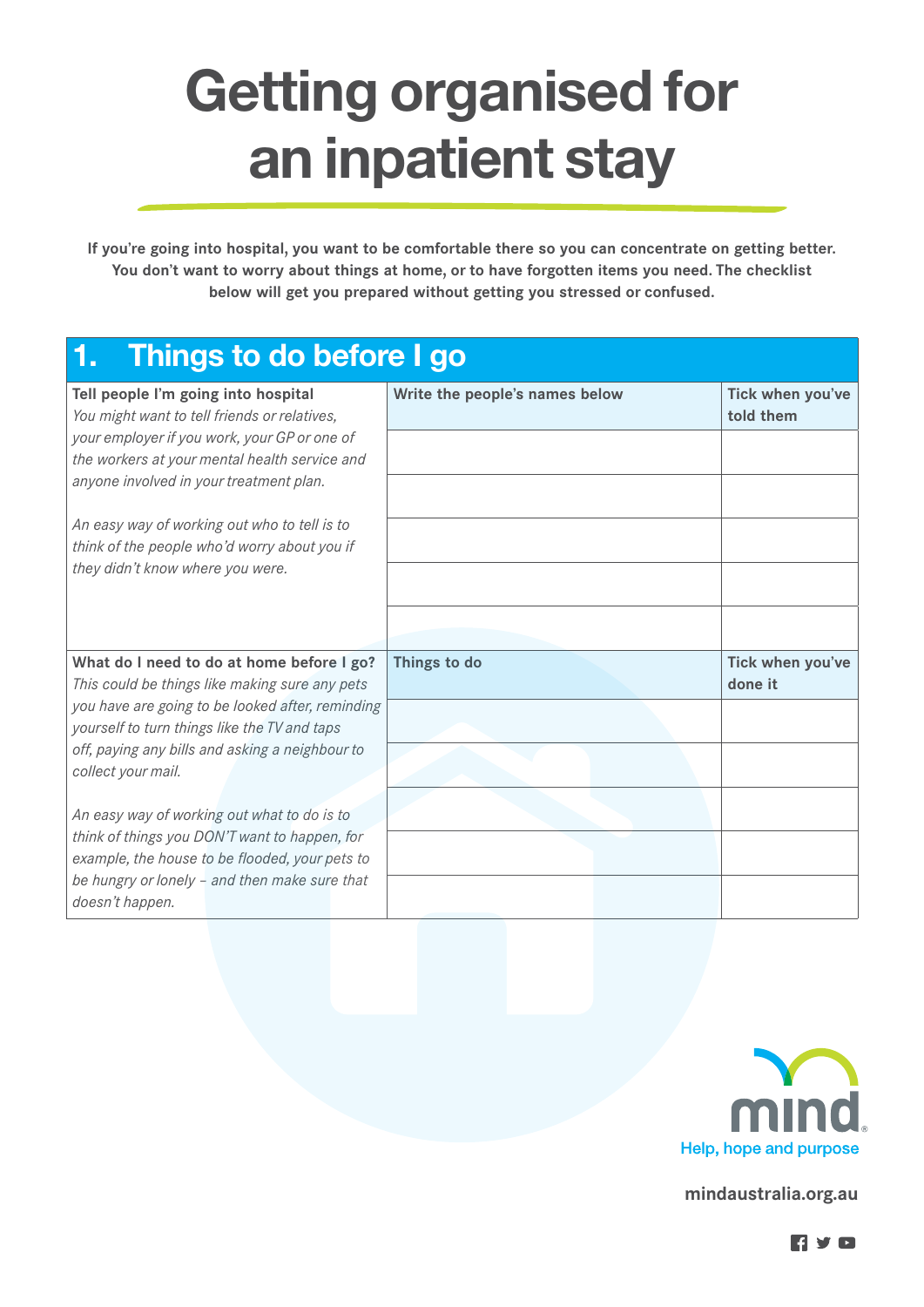# Getting organised for an inpatient stay

**If you're going into hospital, you want to be comfortable there so you can concentrate on getting better. You don't want to worry about things at home, or to have forgotten items you need. The checklist below will get you prepared without getting you stressed or confused.**

## 1. Things to do before I go

| **Tell people I'm going into hospital**<br>*You might want to tell friends or relatives, your employer if you work, your GP or one of the workers at your mental health service and anyone involved in your treatment plan.*<br><br>*An easy way of working out who to tell is to think of the people who'd worry about you if they didn't know where you were.* | **Write the people's names below** | **Tick when you've told them** |
|---|---|---|
| | | |
| | | |
| | | |
| | | |
| | | |

| **What do I need to do at home before I go?**<br>*This could be things like making sure any pets you have are going to be looked after, reminding yourself to turn things like the TV and taps off, paying any bills and asking a neighbour to collect your mail.*<br><br>*An easy way of working out what to do is to think of things you DON'T want to happen, for example, the house to be flooded, your pets to be hungry or lonely – and then make sure that doesn't happen.* | **Things to do** | **Tick when you've done it** |
|---|---|---|
| | | |
| | | |
| | | |
| | | |
| | | |

mind
Help, hope and purpose

mindaustralia.org.au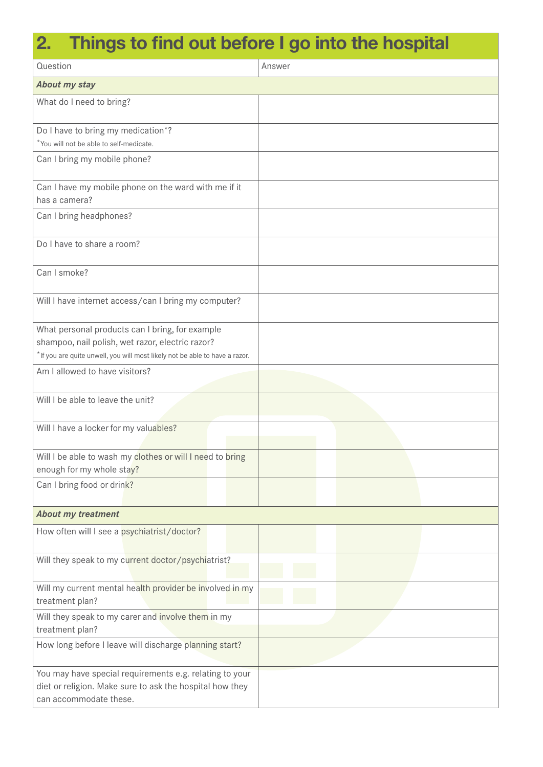## 2. Things to find out before I go into the hospital

| Question | Answer |
|---|---|
| ***About my stay*** | |
| What do I need to bring? | |
| Do I have to bring my medication*?<br>*You will not be able to self-medicate. | |
| Can I bring my mobile phone? | |
| Can I have my mobile phone on the ward with me if it has a camera? | |
| Can I bring headphones? | |
| Do I have to share a room? | |
| Can I smoke? | |
| Will I have internet access/can I bring my computer? | |
| What personal products can I bring, for example shampoo, nail polish, wet razor, electric razor?<br>*If you are quite unwell, you will most likely not be able to have a razor. | |
| Am I allowed to have visitors? | |
| Will I be able to leave the unit? | |
| Will I have a locker for my valuables? | |
| Will I be able to wash my clothes or will I need to bring enough for my whole stay? | |
| Can I bring food or drink? | |
| ***About my treatment*** | |
| How often will I see a psychiatrist/doctor? | |
| Will they speak to my current doctor/psychiatrist? | |
| Will my current mental health provider be involved in my treatment plan? | |
| Will they speak to my carer and involve them in my treatment plan? | |
| How long before I leave will discharge planning start? | |
| You may have special requirements e.g. relating to your diet or religion. Make sure to ask the hospital how they can accommodate these. | |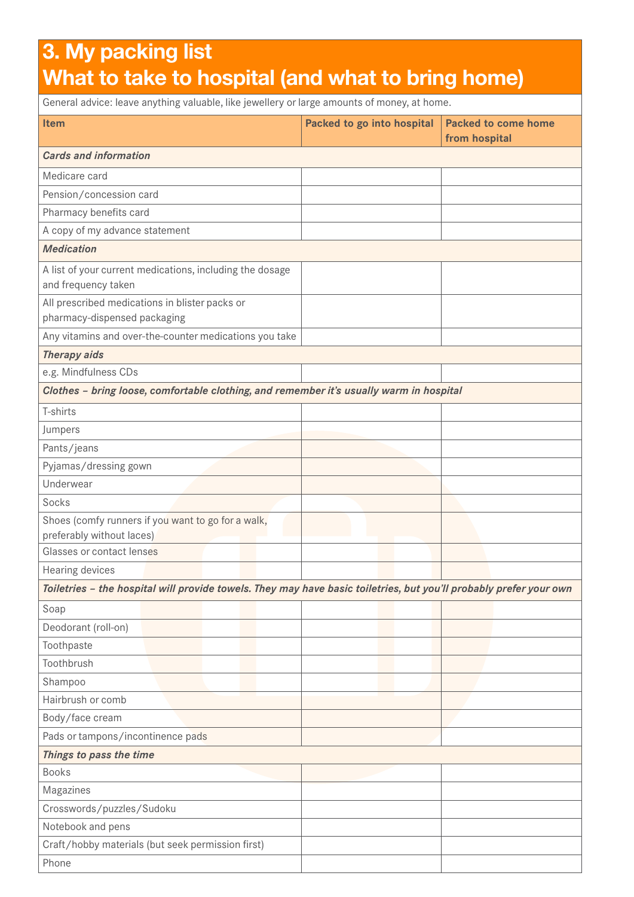# 3. My packing list
# What to take to hospital (and what to bring home)

General advice: leave anything valuable, like jewellery or large amounts of money, at home.

| Item | Packed to go into hospital | Packed to come home from hospital |
|---|---|---|
| ***Cards and information*** | | |
| Medicare card | | |
| Pension/concession card | | |
| Pharmacy benefits card | | |
| A copy of my advance statement | | |
| ***Medication*** | | |
| A list of your current medications, including the dosage and frequency taken | | |
| All prescribed medications in blister packs or pharmacy-dispensed packaging | | |
| Any vitamins and over-the-counter medications you take | | |
| ***Therapy aids*** | | |
| e.g. Mindfulness CDs | | |
| ***Clothes – bring loose, comfortable clothing, and remember it's usually warm in hospital*** | | |
| T-shirts | | |
| Jumpers | | |
| Pants/jeans | | |
| Pyjamas/dressing gown | | |
| Underwear | | |
| Socks | | |
| Shoes (comfy runners if you want to go for a walk, preferably without laces) | | |
| Glasses or contact lenses | | |
| Hearing devices | | |
| ***Toiletries – the hospital will provide towels. They may have basic toiletries, but you'll probably prefer your own*** | | |
| Soap | | |
| Deodorant (roll-on) | | |
| Toothpaste | | |
| Toothbrush | | |
| Shampoo | | |
| Hairbrush or comb | | |
| Body/face cream | | |
| Pads or tampons/incontinence pads | | |
| ***Things to pass the time*** | | |
| Books | | |
| Magazines | | |
| Crosswords/puzzles/Sudoku | | |
| Notebook and pens | | |
| Craft/hobby materials (but seek permission first) | | |
| Phone | | |